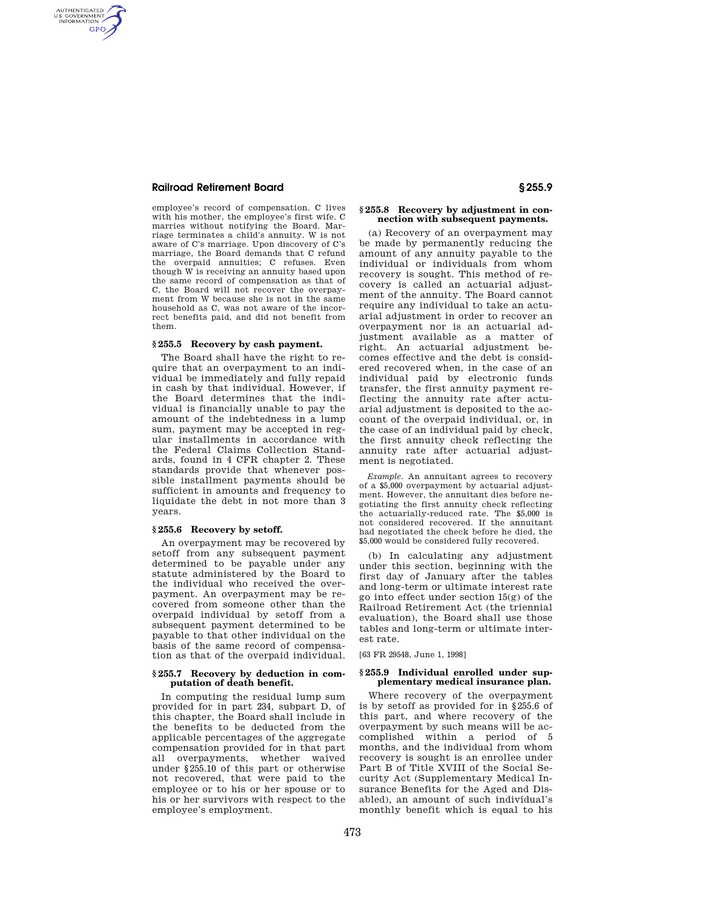employee's record of compensation. C lives with his mother, the employee's first wife. C marries without notifying the Board. Marriage terminates a child's annuity. W is not aware of C's marriage. Upon discovery of C's marriage, the Board demands that C refund the overpaid annuities; C refuses. Even though W is receiving an annuity based upon the same record of compensation as that of C, the Board will not recover the overpayment from W because she is not in the same household as C, was not aware of the incorrect benefits paid, and did not benefit from them.

### § 255.5 Recovery by cash payment.

The Board shall have the right to require that an overpayment to an individual be immediately and fully repaid in cash by that individual. However, if the Board determines that the individual is financially unable to pay the amount of the indebtedness in a lump sum, payment may be accepted in regular installments in accordance with the Federal Claims Collection Standards, found in 4 CFR chapter 2. These standards provide that whenever possible installment payments should be sufficient in amounts and frequency to liquidate the debt in not more than 3 years.

### § 255.6 Recovery by setoff.

An overpayment may be recovered by setoff from any subsequent payment determined to be payable under any statute administered by the Board to the individual who received the overpayment. An overpayment may be recovered from someone other than the overpaid individual by setoff from a subsequent payment determined to be payable to that other individual on the basis of the same record of compensation as that of the overpaid individual.

### § 255.7 Recovery by deduction in computation of death benefit.

In computing the residual lump sum provided for in part 234, subpart D, of this chapter, the Board shall include in the benefits to be deducted from the applicable percentages of the aggregate compensation provided for in that part all overpayments, whether waived under § 255.10 of this part or otherwise not recovered, that were paid to the employee or to his or her spouse or to his or her survivors with respect to the employee's employment.

### § 255.8 Recovery by adjustment in connection with subsequent payments.

(a) Recovery of an overpayment may be made by permanently reducing the amount of any annuity payable to the individual or individuals from whom recovery is sought. This method of recovery is called an actuarial adjustment of the annuity. The Board cannot require any individual to take an actuarial adjustment in order to recover an overpayment nor is an actuarial adjustment available as a matter of right. An actuarial adjustment becomes effective and the debt is considered recovered when, in the case of an individual paid by electronic funds transfer, the first annuity payment reflecting the annuity rate after actuarial adjustment is deposited to the account of the overpaid individual, or, in the case of an individual paid by check, the first annuity check reflecting the annuity rate after actuarial adjustment is negotiated.

*Example.* An annuitant agrees to recovery of a $5,000 overpayment by actuarial adjustment. However, the annuitant dies before negotiating the first annuity check reflecting the actuarially-reduced rate. The $5,000 is not considered recovered. If the annuitant had negotiated the check before he died, the $5,000 would be considered fully recovered.

(b) In calculating any adjustment under this section, beginning with the first day of January after the tables and long-term or ultimate interest rate go into effect under section 15(g) of the Railroad Retirement Act (the triennial evaluation), the Board shall use those tables and long-term or ultimate interest rate.

[63 FR 29548, June 1, 1998]

### § 255.9 Individual enrolled under supplemental medical insurance plan.

Where recovery of the overpayment is by setoff as provided for in § 255.6 of this part, and where recovery of the overpayment by such means will be accomplished within a period of 5 months, and the individual from whom recovery is sought is an enrollee under Part B of Title XVIII of the Social Security Act (Supplementary Medical Insurance Benefits for the Aged and Disabled), an amount of such individual's monthly benefit which is equal to his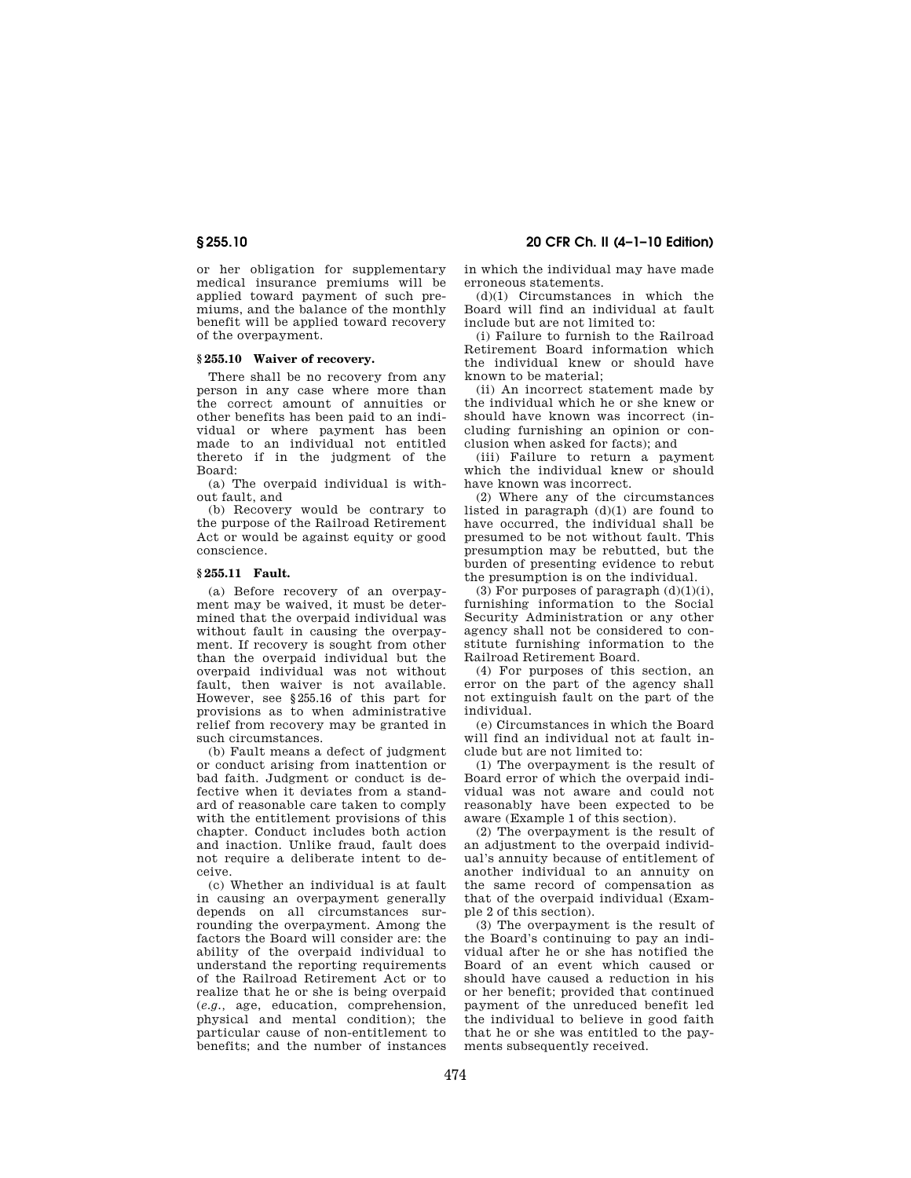or her obligation for supplementary medical insurance premiums will be applied toward payment of such premiums, and the balance of the monthly benefit will be applied toward recovery of the overpayment.

### § 255.10 Waiver of recovery.

There shall be no recovery from any person in any case where more than the correct amount of annuities or other benefits has been paid to an individual or where payment has been made to an individual not entitled thereto if in the judgment of the Board:

(a) The overpaid individual is without fault, and

(b) Recovery would be contrary to the purpose of the Railroad Retirement Act or would be against equity or good conscience.

### § 255.11 Fault.

(a) Before recovery of an overpayment may be waived, it must be determined that the overpaid individual was without fault in causing the overpayment. If recovery is sought from other than the overpaid individual but the overpaid individual was not without fault, then waiver is not available. However, see § 255.16 of this part for provisions as to when administrative relief from recovery may be granted in such circumstances.

(b) Fault means a defect of judgment or conduct arising from inattention or bad faith. Judgment or conduct is defective when it deviates from a standard of reasonable care taken to comply with the entitlement provisions of this chapter. Conduct includes both action and inaction. Unlike fraud, fault does not require a deliberate intent to deceive.

(c) Whether an individual is at fault in causing an overpayment generally depends on all circumstances surrounding the overpayment. Among the factors the Board will consider are: the ability of the overpaid individual to understand the reporting requirements of the Railroad Retirement Act or to realize that he or she is being overpaid (*e.g.*, age, education, comprehension, physical and mental condition); the particular cause of non-entitlement to benefits; and the number of instances in which the individual may have made erroneous statements.

(d)(1) Circumstances in which the Board will find an individual at fault include but are not limited to:

(i) Failure to furnish to the Railroad Retirement Board information which the individual knew or should have known to be material;

(ii) An incorrect statement made by the individual which he or she knew or should have known was incorrect (including furnishing an opinion or conclusion when asked for facts); and

(iii) Failure to return a payment which the individual knew or should have known was incorrect.

(2) Where any of the circumstances listed in paragraph (d)(1) are found to have occurred, the individual shall be presumed to be not without fault. This presumption may be rebutted, but the burden of presenting evidence to rebut the presumption is on the individual.

(3) For purposes of paragraph (d)(1)(i), furnishing information to the Social Security Administration or any other agency shall not be considered to constitute furnishing information to the Railroad Retirement Board.

(4) For purposes of this section, an error on the part of the agency shall not extinguish fault on the part of the individual.

(e) Circumstances in which the Board will find an individual not at fault include but are not limited to:

(1) The overpayment is the result of Board error of which the overpaid individual was not aware and could not reasonably have been expected to be aware (Example 1 of this section).

(2) The overpayment is the result of an adjustment to the overpaid individual's annuity because of entitlement of another individual to an annuity on the same record of compensation as that of the overpaid individual (Example 2 of this section).

(3) The overpayment is the result of the Board's continuing to pay an individual after he or she has notified the Board of an event which caused or should have caused a reduction in his or her benefit; provided that continued payment of the unreduced benefit led the individual to believe in good faith that he or she was entitled to the payments subsequently received.